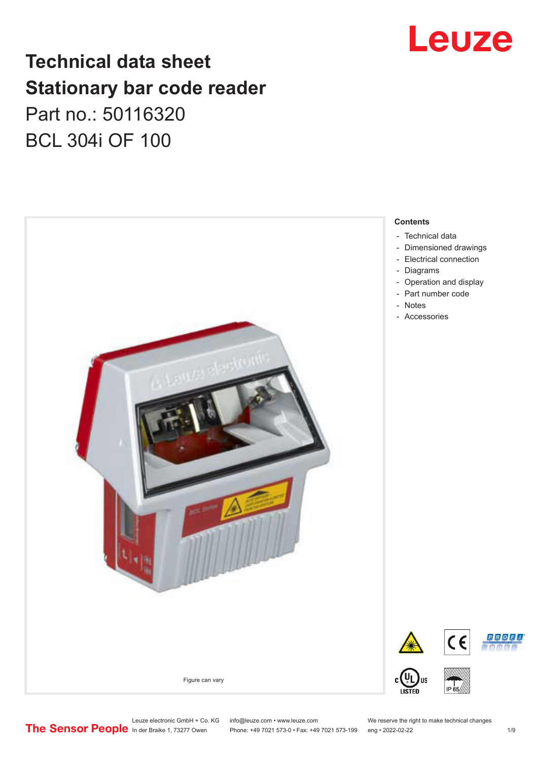# Technical data sheet
# Stationary bar code reader

Part no.: 50116320

BCL 304i OF 100

Figure can vary

**Contents**

- Technical data
- Dimensioned drawings
- Electrical connection
- Diagrams
- Operation and display
- Part number code
- Notes
- Accessories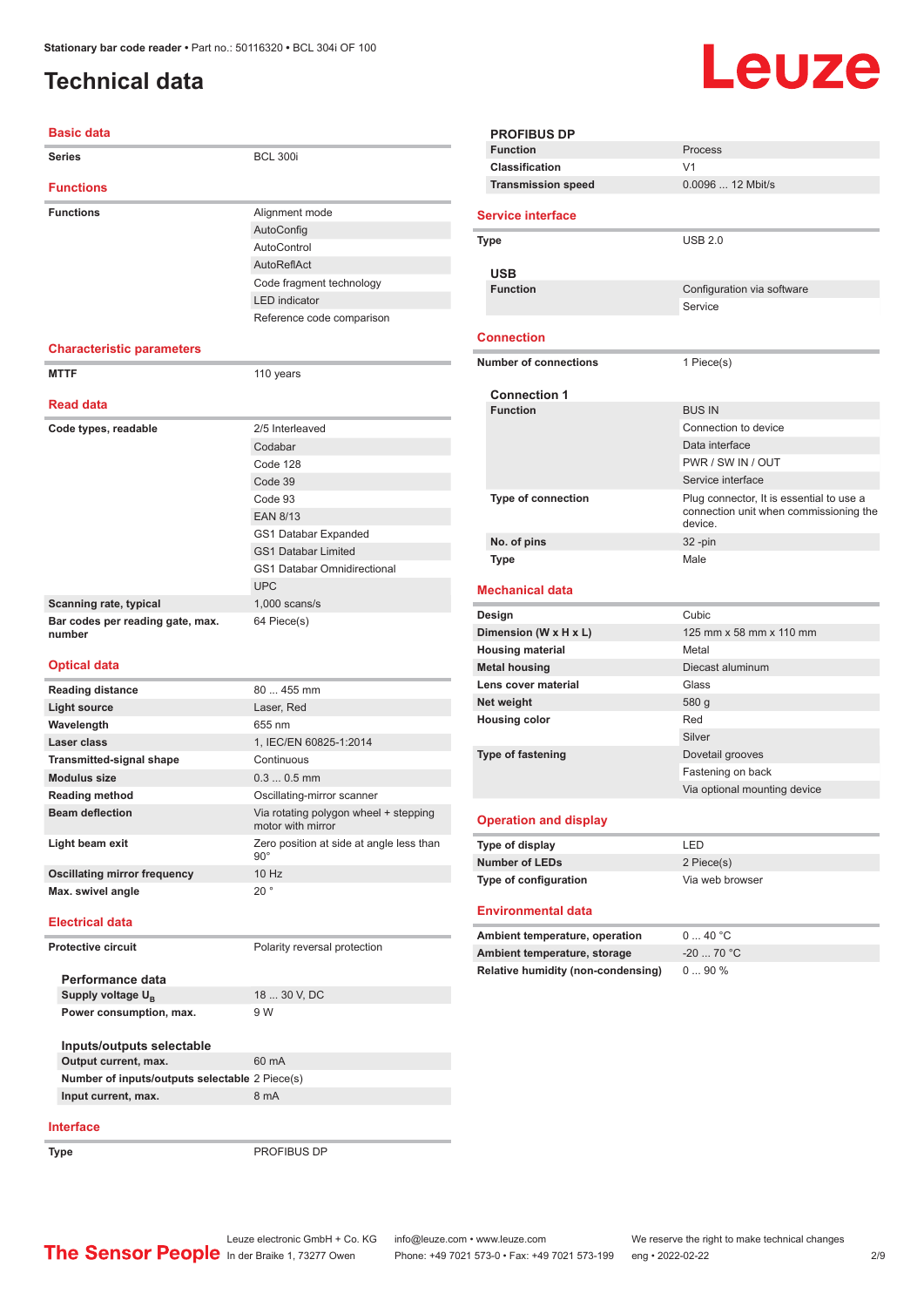# Technical data

## Basic data

| | |
|---|---|
| **Series** | BCL 300i |

## Functions

| | |
|---|---|
| **Functions** | Alignment mode |
| | AutoConfig |
| | AutoControl |
| | AutoReflAct |
| | Code fragment technology |
| | LED indicator |
| | Reference code comparison |

## Characteristic parameters

| | |
|---|---|
| **MTTF** | 110 years |

## Read data

| | |
|---|---|
| **Code types, readable** | 2/5 Interleaved |
| | Codabar |
| | Code 128 |
| | Code 39 |
| | Code 93 |
| | EAN 8/13 |
| | GS1 Databar Expanded |
| | GS1 Databar Limited |
| | GS1 Databar Omnidirectional |
| | UPC |
| **Scanning rate, typical** | 1,000 scans/s |
| **Bar codes per reading gate, max. number** | 64 Piece(s) |

## Optical data

| | |
|---|---|
| **Reading distance** | 80 ... 455 mm |
| **Light source** | Laser, Red |
| **Wavelength** | 655 nm |
| **Laser class** | 1, IEC/EN 60825-1:2014 |
| **Transmitted-signal shape** | Continuous |
| **Modulus size** | 0.3 ... 0.5 mm |
| **Reading method** | Oscillating-mirror scanner |
| **Beam deflection** | Via rotating polygon wheel + stepping motor with mirror |
| **Light beam exit** | Zero position at side at angle less than 90° |
| **Oscillating mirror frequency** | 10 Hz |
| **Max. swivel angle** | 20 ° |

## Electrical data

| | |
|---|---|
| **Protective circuit** | Polarity reversal protection |

### Performance data

| | |
|---|---|
| **Supply voltage $U_B$** | 18 ... 30 V, DC |
| **Power consumption, max.** | 9 W |

### Inputs/outputs selectable

| | |
|---|---|
| **Output current, max.** | 60 mA |
| **Number of inputs/outputs selectable** | 2 Piece(s) |
| **Input current, max.** | 8 mA |

## Interface

| | |
|---|---|
| **Type** | PROFIBUS DP |

### PROFIBUS DP

| | |
|---|---|
| **Function** | Process |
| **Classification** | V1 |
| **Transmission speed** | 0.0096 ... 12 Mbit/s |

## Service interface

| | |
|---|---|
| **Type** | USB 2.0 |

### USB

| | |
|---|---|
| **Function** | Configuration via software |
| | Service |

## Connection

| | |
|---|---|
| **Number of connections** | 1 Piece(s) |

### Connection 1

| | |
|---|---|
| **Function** | BUS IN |
| | Connection to device |
| | Data interface |
| | PWR / SW IN / OUT |
| | Service interface |
| **Type of connection** | Plug connector, It is essential to use a connection unit when commissioning the device. |
| **No. of pins** | 32 -pin |
| **Type** | Male |

## Mechanical data

| | |
|---|---|
| **Design** | Cubic |
| **Dimension (W x H x L)** | 125 mm x 58 mm x 110 mm |
| **Housing material** | Metal |
| **Metal housing** | Diecast aluminum |
| **Lens cover material** | Glass |
| **Net weight** | 580 g |
| **Housing color** | Red |
| | Silver |
| **Type of fastening** | Dovetail grooves |
| | Fastening on back |
| | Via optional mounting device |

## Operation and display

| | |
|---|---|
| **Type of display** | LED |
| **Number of LEDs** | 2 Piece(s) |
| **Type of configuration** | Via web browser |

## Environmental data

| | |
|---|---|
| **Ambient temperature, operation** | 0 ... 40 °C |
| **Ambient temperature, storage** | -20 ... 70 °C |
| **Relative humidity (non-condensing)** | 0 ... 90 % |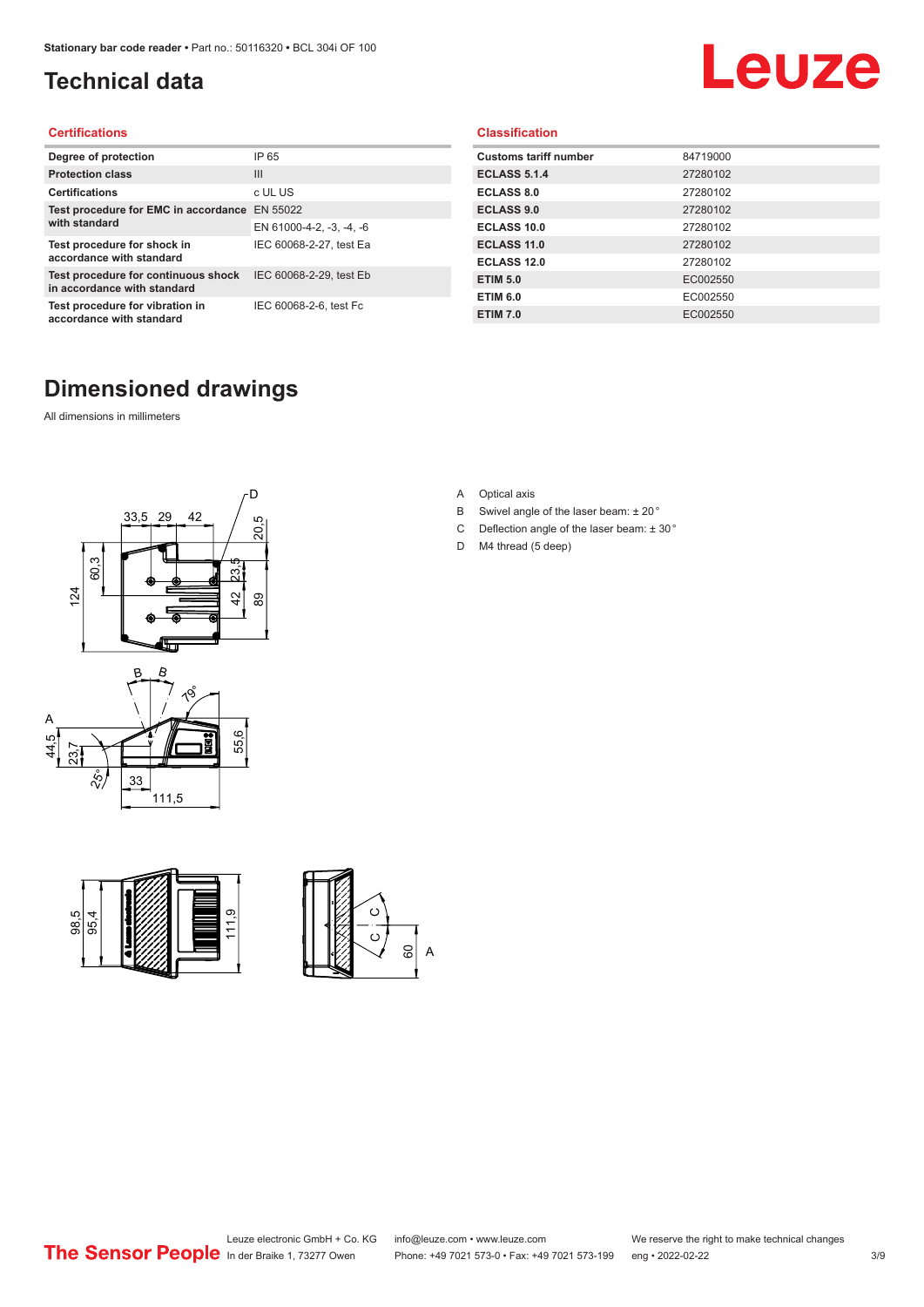# Technical data

## Certifications

| | |
|---|---|
| Degree of protection | IP 65 |
| Protection class | III |
| Certifications | c UL US |
| Test procedure for EMC in accordance with standard | EN 55022 |
| | EN 61000-4-2, -3, -4, -6 |
| Test procedure for shock in accordance with standard | IEC 60068-2-27, test Ea |
| Test procedure for continuous shock in accordance with standard | IEC 60068-2-29, test Eb |
| Test procedure for vibration in accordance with standard | IEC 60068-2-6, test Fc |

## Classification

| | |
|---|---|
| Customs tariff number | 84719000 |
| ECLASS 5.1.4 | 27280102 |
| ECLASS 8.0 | 27280102 |
| ECLASS 9.0 | 27280102 |
| ECLASS 10.0 | 27280102 |
| ECLASS 11.0 | 27280102 |
| ECLASS 12.0 | 27280102 |
| ETIM 5.0 | EC002550 |
| ETIM 6.0 | EC002550 |
| ETIM 7.0 | EC002550 |

# Dimensioned drawings

All dimensions in millimeters

- A Optical axis
- B Swivel angle of the laser beam: ± 20 °
- C Deflection angle of the laser beam: ± 30 °
- D M4 thread (5 deep)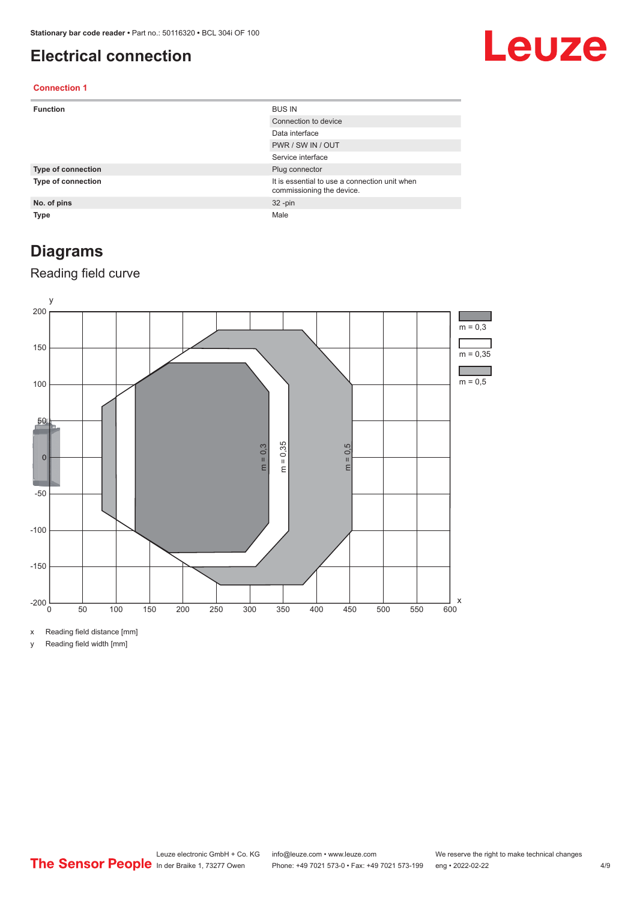# Electrical connection

**Connection 1**

| | |
|---|---|
| **Function** | BUS IN |
| | Connection to device |
| | Data interface |
| | PWR / SW IN / OUT |
| | Service interface |
| **Type of connection** | Plug connector |
| **Type of connection** | It is essential to use a connection unit when commissioning the device. |
| **No. of pins** | 32 -pin |
| **Type** | Male |

# Diagrams

## Reading field curve

x Reading field distance [mm]

y Reading field width [mm]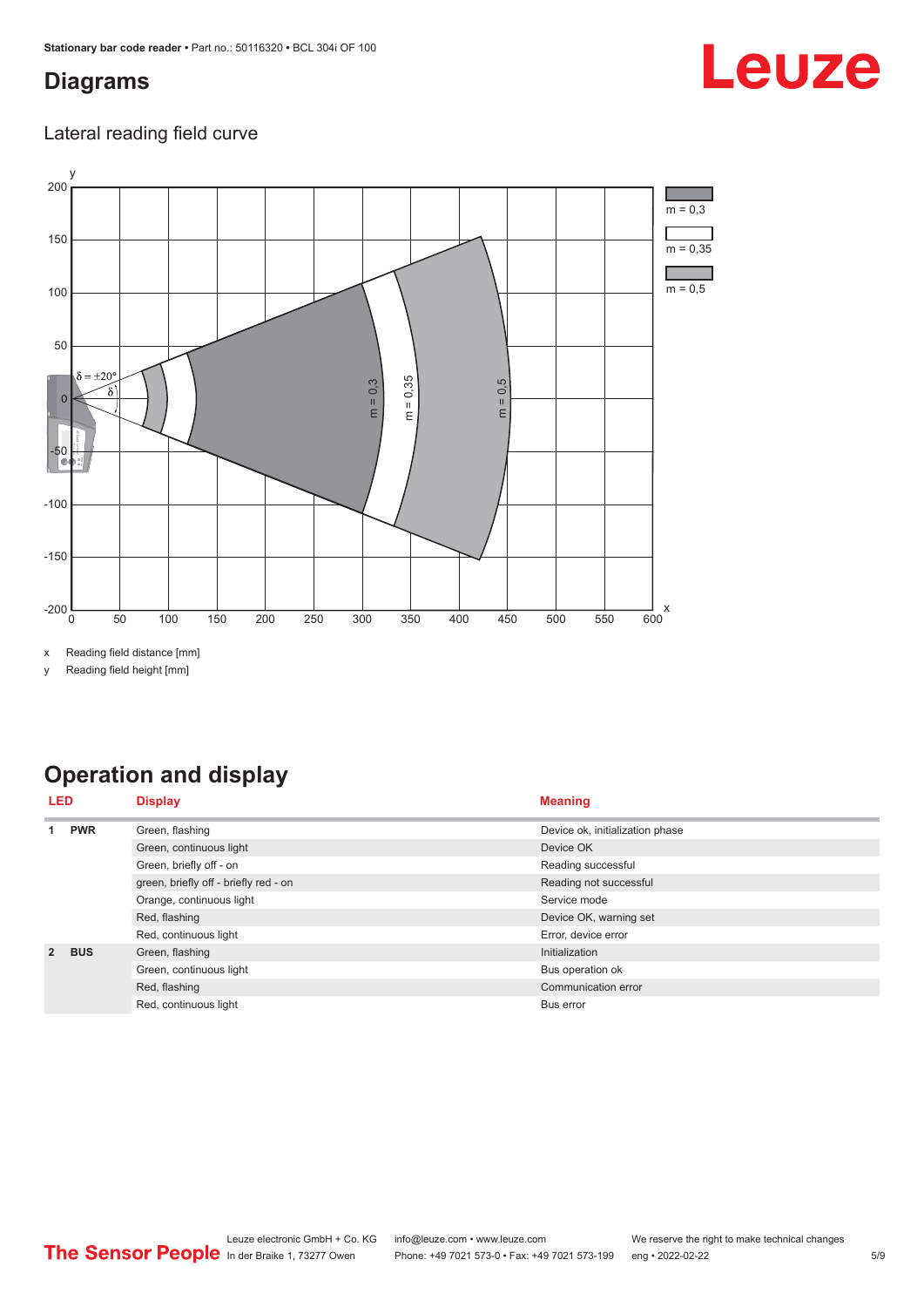# Diagrams

## Lateral reading field curve

m = 0,3

m = 0,35

m = 0,5

x Reading field distance [mm]

y Reading field height [mm]

# Operation and display

| LED | | Display | Meaning |
|---|---|---|---|
| 1 | PWR | Green, flashing | Device ok, initialization phase |
| | | Green, continuous light | Device OK |
| | | Green, briefly off - on | Reading successful |
| | | green, briefly off - briefly red - on | Reading not successful |
| | | Orange, continuous light | Service mode |
| | | Red, flashing | Device OK, warning set |
| | | Red, continuous light | Error, device error |
| 2 | BUS | Green, flashing | Initialization |
| | | Green, continuous light | Bus operation ok |
| | | Red, flashing | Communication error |
| | | Red, continuous light | Bus error |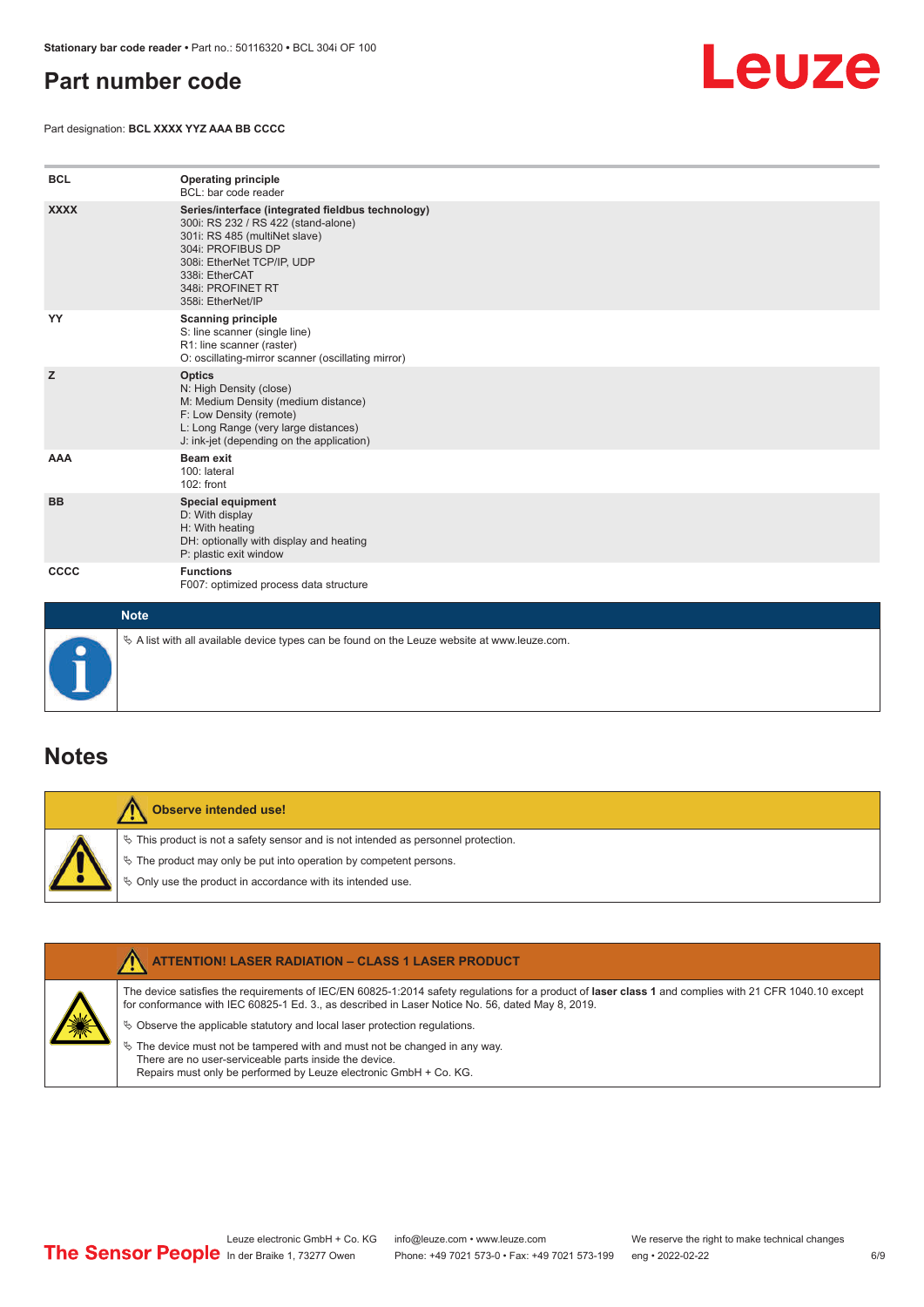# Part number code

Part designation: **BCL XXXX YYZ AAA BB CCCC**

| | |
|---|---|
| **BCL** | **Operating principle**<br>BCL: bar code reader |
| **XXXX** | **Series/interface (integrated fieldbus technology)**<br>300i: RS 232 / RS 422 (stand-alone)<br>301i: RS 485 (multiNet slave)<br>304i: PROFIBUS DP<br>308i: EtherNet TCP/IP, UDP<br>338i: EtherCAT<br>348i: PROFINET RT<br>358i: EtherNet/IP |
| **YY** | **Scanning principle**<br>S: line scanner (single line)<br>R1: line scanner (raster)<br>O: oscillating-mirror scanner (oscillating mirror) |
| **Z** | **Optics**<br>N: High Density (close)<br>M: Medium Density (medium distance)<br>F: Low Density (remote)<br>L: Long Range (very large distances)<br>J: ink-jet (depending on the application) |
| **AAA** | **Beam exit**<br>100: lateral<br>102: front |
| **BB** | **Special equipment**<br>D: With display<br>H: With heating<br>DH: optionally with display and heating<br>P: plastic exit window |
| **CCCC** | **Functions**<br>F007: optimized process data structure |

**Note**

↳ A list with all available device types can be found on the Leuze website at www.leuze.com.

# Notes

**Observe intended use!**

↳ This product is not a safety sensor and is not intended as personnel protection.

↳ The product may only be put into operation by competent persons.

↳ Only use the product in accordance with its intended use.

**ATTENTION! LASER RADIATION – CLASS 1 LASER PRODUCT**

The device satisfies the requirements of IEC/EN 60825-1:2014 safety regulations for a product of **laser class 1** and complies with 21 CFR 1040.10 except for conformance with IEC 60825-1 Ed. 3., as described in Laser Notice No. 56, dated May 8, 2019.

↳ Observe the applicable statutory and local laser protection regulations.

↳ The device must not be tampered with and must not be changed in any way.
There are no user-serviceable parts inside the device.
Repairs must only be performed by Leuze electronic GmbH + Co. KG.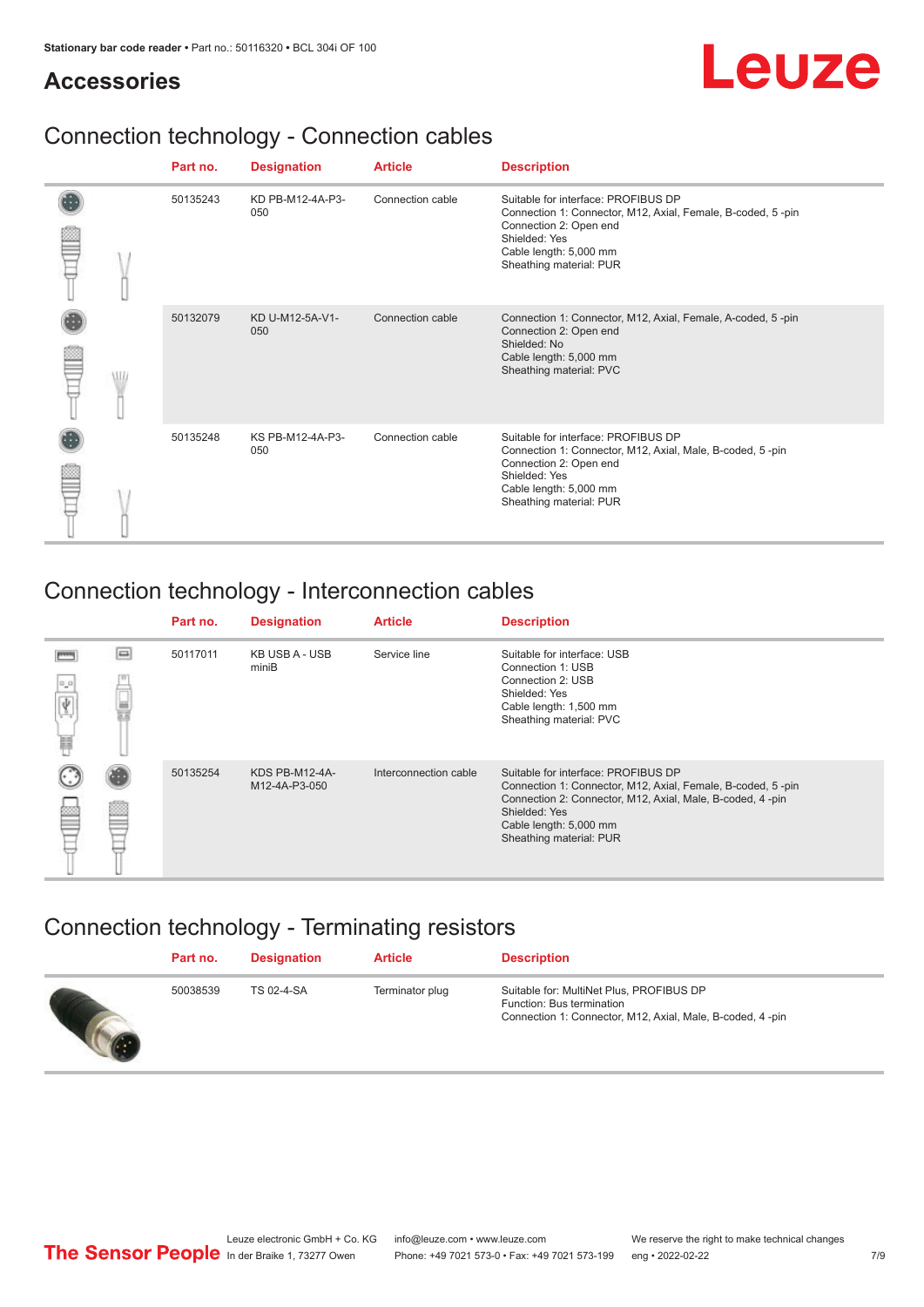## Accessories

### Connection technology - Connection cables

| Part no. | Designation | Article | Description |
|---|---|---|---|
| 50135243 | KD PB-M12-4A-P3-050 | Connection cable | Suitable for interface: PROFIBUS DP<br>Connection 1: Connector, M12, Axial, Female, B-coded, 5 -pin<br>Connection 2: Open end<br>Shielded: Yes<br>Cable length: 5,000 mm<br>Sheathing material: PUR |
| 50132079 | KD U-M12-5A-V1-050 | Connection cable | Connection 1: Connector, M12, Axial, Female, A-coded, 5 -pin<br>Connection 2: Open end<br>Shielded: No<br>Cable length: 5,000 mm<br>Sheathing material: PVC |
| 50135248 | KS PB-M12-4A-P3-050 | Connection cable | Suitable for interface: PROFIBUS DP<br>Connection 1: Connector, M12, Axial, Male, B-coded, 5 -pin<br>Connection 2: Open end<br>Shielded: Yes<br>Cable length: 5,000 mm<br>Sheathing material: PUR |

### Connection technology - Interconnection cables

| Part no. | Designation | Article | Description |
|---|---|---|---|
| 50117011 | KB USB A - USB miniB | Service line | Suitable for interface: USB<br>Connection 1: USB<br>Connection 2: USB<br>Shielded: Yes<br>Cable length: 1,500 mm<br>Sheathing material: PVC |
| 50135254 | KDS PB-M12-4A-M12-4A-P3-050 | Interconnection cable | Suitable for interface: PROFIBUS DP<br>Connection 1: Connector, M12, Axial, Female, B-coded, 5 -pin<br>Connection 2: Connector, M12, Axial, Male, B-coded, 4 -pin<br>Shielded: Yes<br>Cable length: 5,000 mm<br>Sheathing material: PUR |

### Connection technology - Terminating resistors

| Part no. | Designation | Article | Description |
|---|---|---|---|
| 50038539 | TS 02-4-SA | Terminator plug | Suitable for: MultiNet Plus, PROFIBUS DP<br>Function: Bus termination<br>Connection 1: Connector, M12, Axial, Male, B-coded, 4 -pin |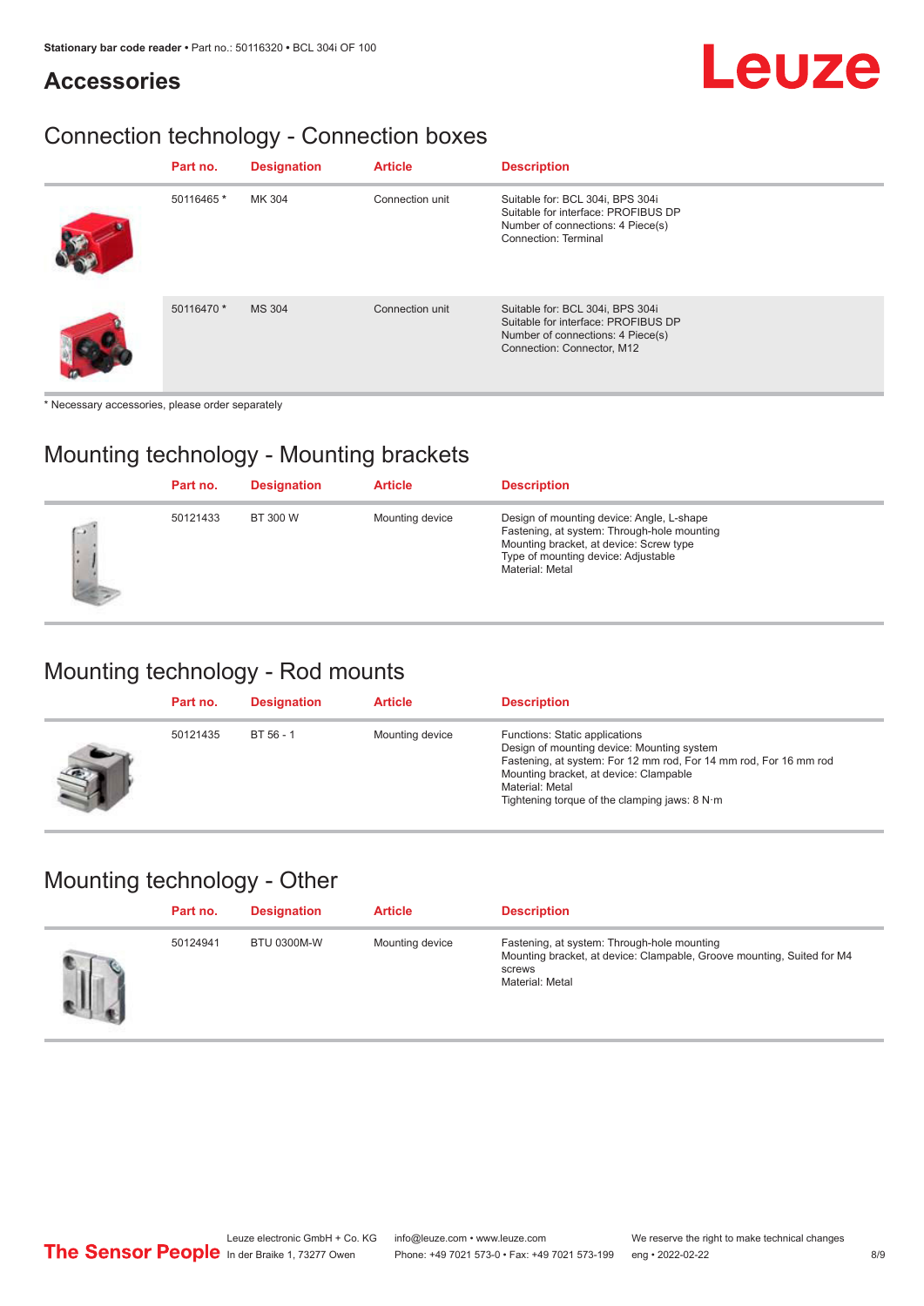# Accessories

## Connection technology - Connection boxes

| Part no. | Designation | Article | Description |
|---|---|---|---|
| 50116465 * | MK 304 | Connection unit | Suitable for: BCL 304i, BPS 304i<br>Suitable for interface: PROFIBUS DP<br>Number of connections: 4 Piece(s)<br>Connection: Terminal |
| 50116470 * | MS 304 | Connection unit | Suitable for: BCL 304i, BPS 304i<br>Suitable for interface: PROFIBUS DP<br>Number of connections: 4 Piece(s)<br>Connection: Connector, M12 |

* Necessary accessories, please order separately

## Mounting technology - Mounting brackets

| Part no. | Designation | Article | Description |
|---|---|---|---|
| 50121433 | BT 300 W | Mounting device | Design of mounting device: Angle, L-shape<br>Fastening, at system: Through-hole mounting<br>Mounting bracket, at device: Screw type<br>Type of mounting device: Adjustable<br>Material: Metal |

## Mounting technology - Rod mounts

| Part no. | Designation | Article | Description |
|---|---|---|---|
| 50121435 | BT 56 - 1 | Mounting device | Functions: Static applications<br>Design of mounting device: Mounting system<br>Fastening, at system: For 12 mm rod, For 14 mm rod, For 16 mm rod<br>Mounting bracket, at device: Clampable<br>Material: Metal<br>Tightening torque of the clamping jaws: 8 N·m |

## Mounting technology - Other

| Part no. | Designation | Article | Description |
|---|---|---|---|
| 50124941 | BTU 0300M-W | Mounting device | Fastening, at system: Through-hole mounting<br>Mounting bracket, at device: Clampable, Groove mounting, Suited for M4 screws<br>Material: Metal |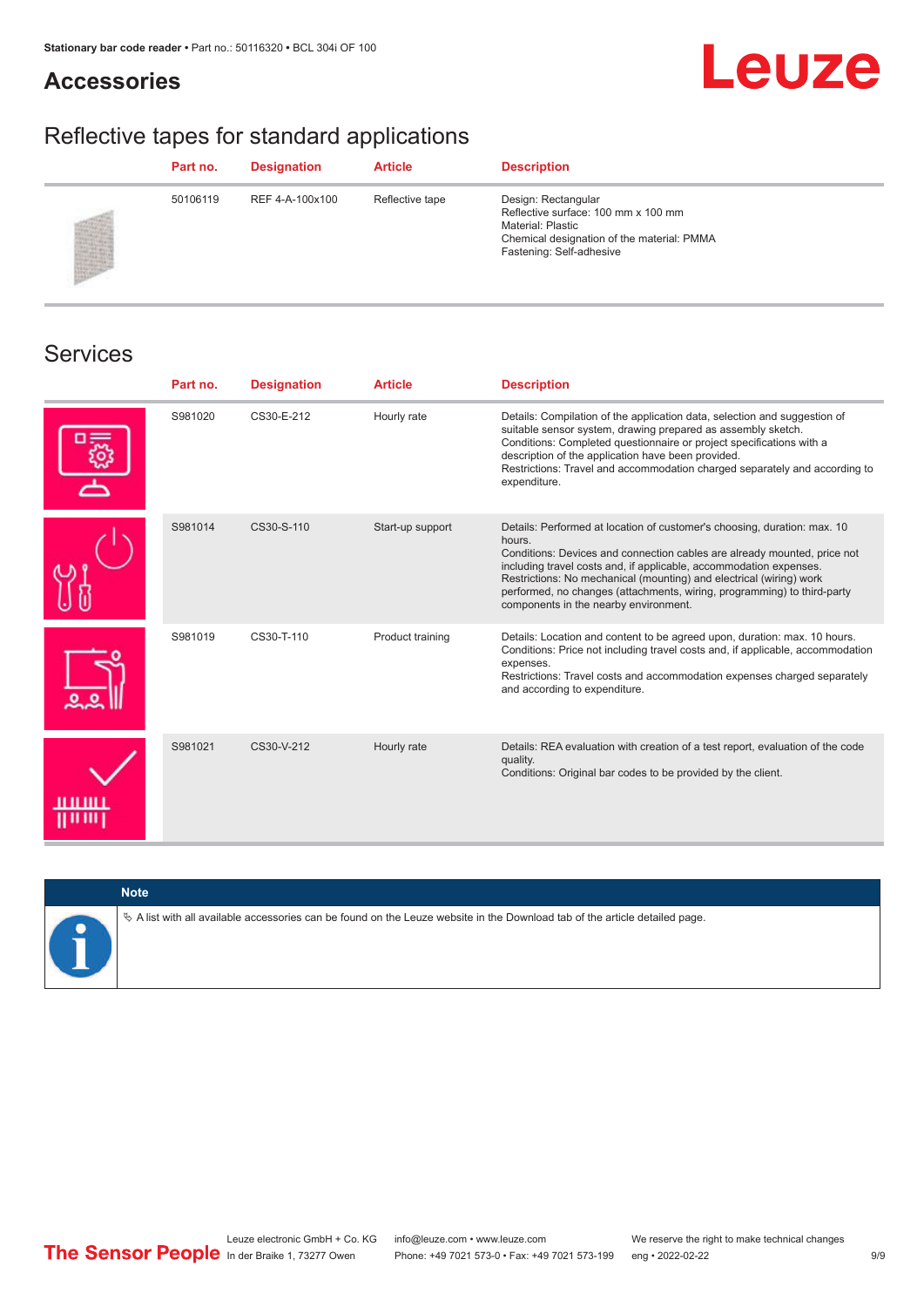## Accessories

## Reflective tapes for standard applications

| | Part no. | Designation | Article | Description |
|---|---|---|---|---|
| | 50106119 | REF 4-A-100x100 | Reflective tape | Design: Rectangular<br>Reflective surface: 100 mm x 100 mm<br>Material: Plastic<br>Chemical designation of the material: PMMA<br>Fastening: Self-adhesive |

## Services

| | Part no. | Designation | Article | Description |
|---|---|---|---|---|
| | S981020 | CS30-E-212 | Hourly rate | Details: Compilation of the application data, selection and suggestion of suitable sensor system, drawing prepared as assembly sketch.<br>Conditions: Completed questionnaire or project specifications with a description of the application have been provided.<br>Restrictions: Travel and accommodation charged separately and according to expenditure. |
| | S981014 | CS30-S-110 | Start-up support | Details: Performed at location of customer's choosing, duration: max. 10 hours.<br>Conditions: Devices and connection cables are already mounted, price not including travel costs and, if applicable, accommodation expenses.<br>Restrictions: No mechanical (mounting) and electrical (wiring) work performed, no changes (attachments, wiring, programming) to third-party components in the nearby environment. |
| | S981019 | CS30-T-110 | Product training | Details: Location and content to be agreed upon, duration: max. 10 hours.<br>Conditions: Price not including travel costs and, if applicable, accommodation expenses.<br>Restrictions: Travel costs and accommodation expenses charged separately and according to expenditure. |
| | S981021 | CS30-V-212 | Hourly rate | Details: REA evaluation with creation of a test report, evaluation of the code quality.<br>Conditions: Original bar codes to be provided by the client. |

**Note**

↳ A list with all available accessories can be found on the Leuze website in the Download tab of the article detailed page.